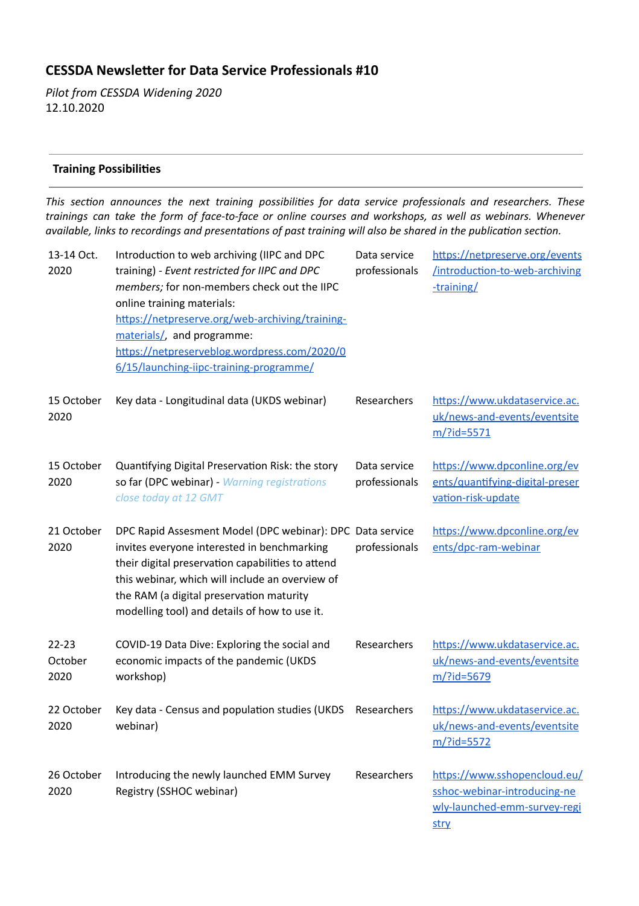## CESSDA Newsletter for Data Service Professionals #10

*Pilot from CESSDA Widening 2020*
12.10.2020

### Training Possibilities

*This section announces the next training possibilities for data service professionals and researchers. These trainings can take the form of face-to-face or online courses and workshops, as well as webinars. Whenever available, links to recordings and presentations of past training will also be shared in the publication section.*

| | | | |
|---|---|---|---|
| 13-14 Oct. 2020 | Introduction to web archiving (IIPC and DPC training) - *Event restricted for IIPC and DPC members;* for non-members check out the IIPC online training materials: https://netpreserve.org/web-archiving/training-materials/, and programme: https://netpreserveblog.wordpress.com/2020/06/15/launching-iipc-training-programme/ | Data service professionals | https://netpreserve.org/events/introduction-to-web-archiving-training/ |
| 15 October 2020 | Key data - Longitudinal data (UKDS webinar) | Researchers | https://www.ukdataservice.ac.uk/news-and-events/eventsitem/?id=5571 |
| 15 October 2020 | Quantifying Digital Preservation Risk: the story so far (DPC webinar) - *Warning registrations close today at 12 GMT* | Data service professionals | https://www.dpconline.org/events/quantifying-digital-preservation-risk-update |
| 21 October 2020 | DPC Rapid Assesment Model (DPC webinar): DPC invites everyone interested in benchmarking their digital preservation capabilities to attend this webinar, which will include an overview of the RAM (a digital preservation maturity modelling tool) and details of how to use it. | Data service professionals | https://www.dpconline.org/events/dpc-ram-webinar |
| 22-23 October 2020 | COVID-19 Data Dive: Exploring the social and economic impacts of the pandemic (UKDS workshop) | Researchers | https://www.ukdataservice.ac.uk/news-and-events/eventsitem/?id=5679 |
| 22 October 2020 | Key data - Census and population studies (UKDS webinar) | Researchers | https://www.ukdataservice.ac.uk/news-and-events/eventsitem/?id=5572 |
| 26 October 2020 | Introducing the newly launched EMM Survey Registry (SSHOC webinar) | Researchers | https://www.sshopencloud.eu/sshoc-webinar-introducing-newly-launched-emm-survey-registry |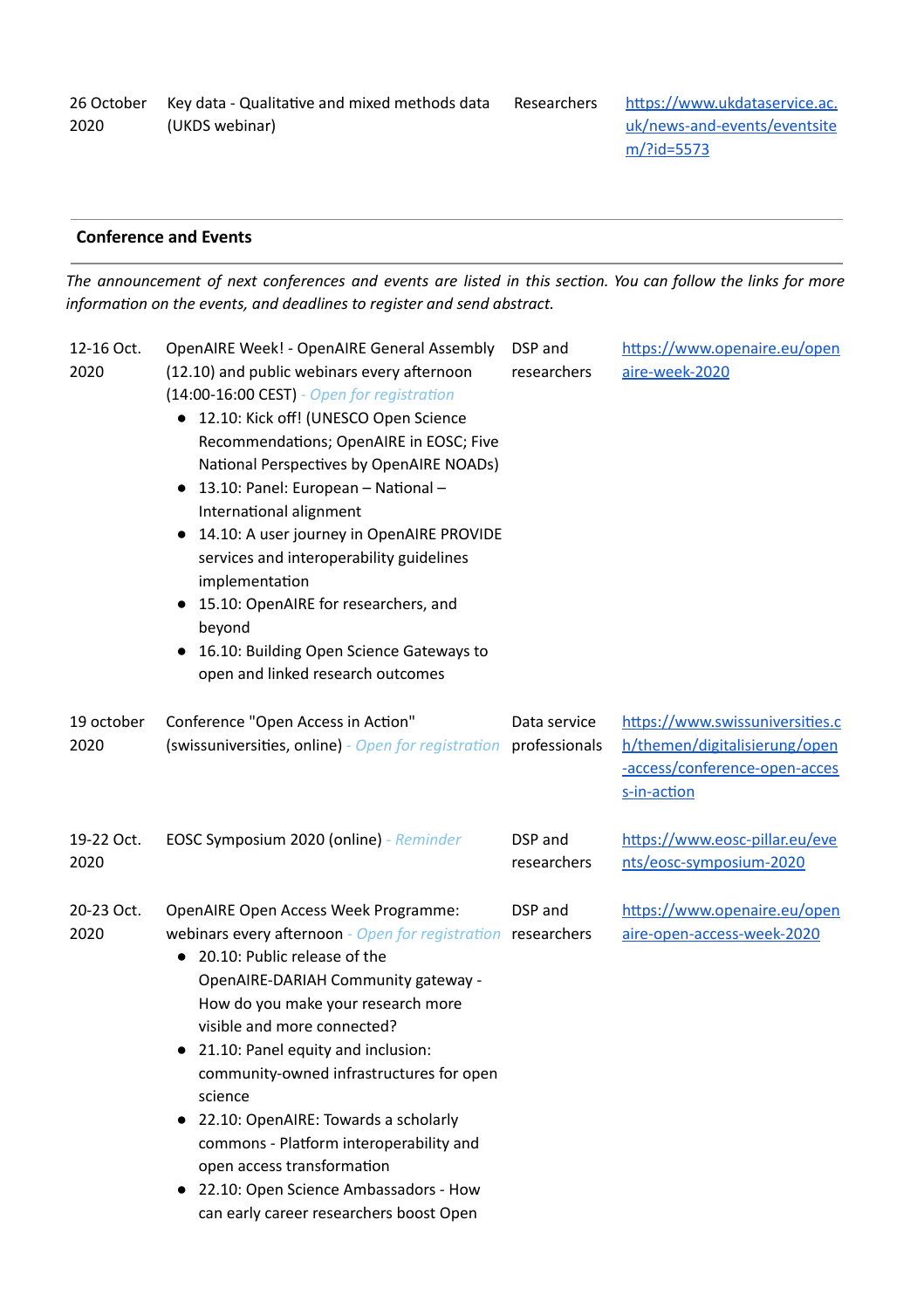| | | | |
|---|---|---|---|
| 26 October 2020 | Key data - Qualitative and mixed methods data (UKDS webinar) | Researchers | https://www.ukdataservice.ac.uk/news-and-events/eventsitem/?id=5573 |

## Conference and Events

*The announcement of next conferences and events are listed in this section. You can follow the links for more information on the events, and deadlines to register and send abstract.*

| | | | |
|---|---|---|---|
| 12-16 Oct. 2020 | OpenAIRE Week! - OpenAIRE General Assembly (12.10) and public webinars every afternoon (14:00-16:00 CEST) *- Open for registration*<br>• 12.10: Kick off! (UNESCO Open Science Recommendations; OpenAIRE in EOSC; Five National Perspectives by OpenAIRE NOADs)<br>• 13.10: Panel: European – National – International alignment<br>• 14.10: A user journey in OpenAIRE PROVIDE services and interoperability guidelines implementation<br>• 15.10: OpenAIRE for researchers, and beyond<br>• 16.10: Building Open Science Gateways to open and linked research outcomes | DSP and researchers | https://www.openaire.eu/openaire-week-2020 |
| 19 october 2020 | Conference "Open Access in Action" (swissuniversities, online) *- Open for registration* | Data service professionals | https://www.swissuniversities.ch/themen/digitalisierung/open-access/conference-open-access-in-action |
| 19-22 Oct. 2020 | EOSC Symposium 2020 (online) *- Reminder* | DSP and researchers | https://www.eosc-pillar.eu/events/eosc-symposium-2020 |
| 20-23 Oct. 2020 | OpenAIRE Open Access Week Programme: webinars every afternoon *- Open for registration*<br>• 20.10: Public release of the OpenAIRE-DARIAH Community gateway - How do you make your research more visible and more connected?<br>• 21.10: Panel equity and inclusion: community-owned infrastructures for open science<br>• 22.10: OpenAIRE: Towards a scholarly commons - Platform interoperability and open access transformation<br>• 22.10: Open Science Ambassadors - How can early career researchers boost Open | DSP and researchers | https://www.openaire.eu/openaire-open-access-week-2020 |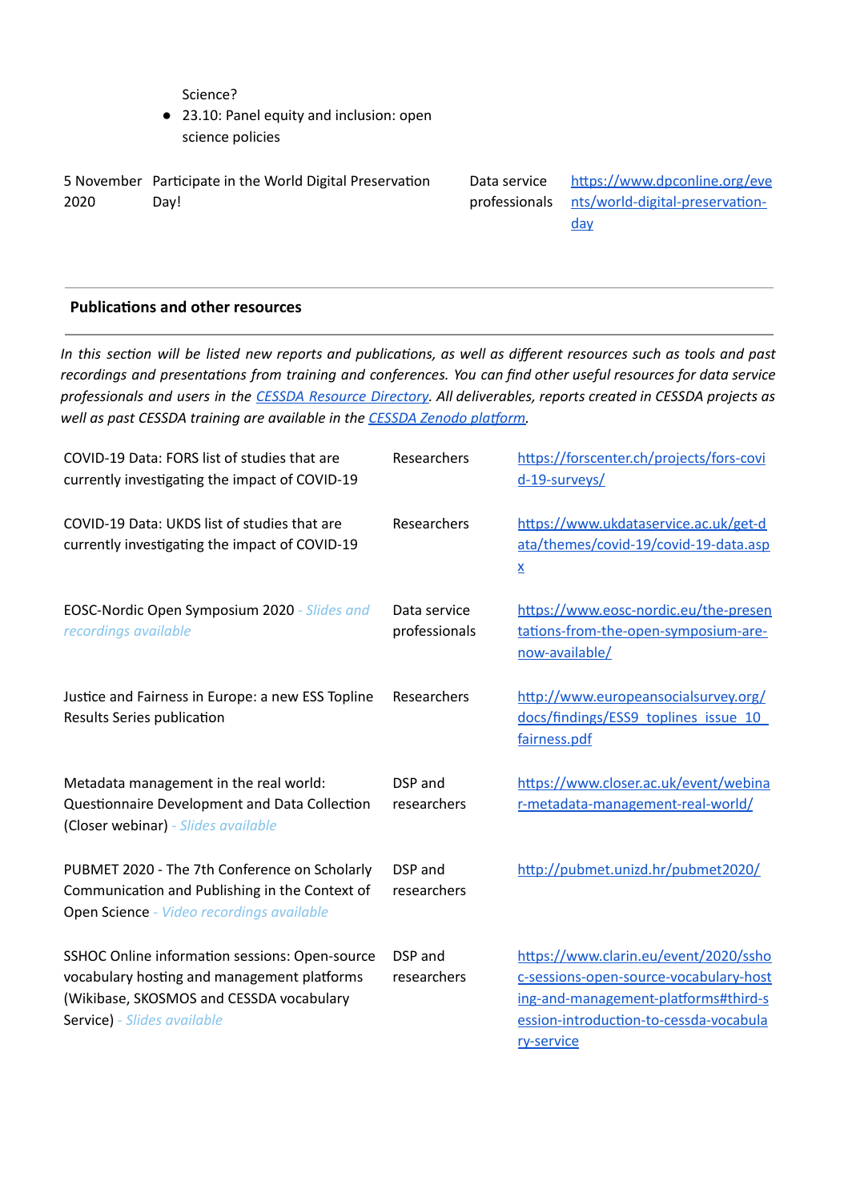| | | | |
|---|---|---|---|
| | Science?<br>• 23.10: Panel equity and inclusion: open science policies | | |
| 5 November 2020 | Participate in the World Digital Preservation Day! | Data service professionals | https://www.dpconline.org/events/world-digital-preservation-day |

## Publications and other resources

*In this section will be listed new reports and publications, as well as different resources such as tools and past recordings and presentations from training and conferences. You can find other useful resources for data service professionals and users in the [CESSDA Resource Directory](). All deliverables, reports created in CESSDA projects as well as past CESSDA training are available in the [CESSDA Zenodo platform]().*

| | | |
|---|---|---|
| COVID-19 Data: FORS list of studies that are currently investigating the impact of COVID-19 | Researchers | https://forscenter.ch/projects/fors-covid-19-surveys/ |
| COVID-19 Data: UKDS list of studies that are currently investigating the impact of COVID-19 | Researchers | https://www.ukdataservice.ac.uk/get-data/themes/covid-19/covid-19-data.aspx |
| EOSC-Nordic Open Symposium 2020 *- Slides and recordings available* | Data service professionals | https://www.eosc-nordic.eu/the-presentations-from-the-open-symposium-are-now-available/ |
| Justice and Fairness in Europe: a new ESS Topline Results Series publication | Researchers | http://www.europeansocialsurvey.org/docs/findings/ESS9_toplines_issue_10_fairness.pdf |
| Metadata management in the real world: Questionnaire Development and Data Collection (Closer webinar) *- Slides available* | DSP and researchers | https://www.closer.ac.uk/event/webinar-metadata-management-real-world/ |
| PUBMET 2020 - The 7th Conference on Scholarly Communication and Publishing in the Context of Open Science *- Video recordings available* | DSP and researchers | http://pubmet.unizd.hr/pubmet2020/ |
| SSHOC Online information sessions: Open-source vocabulary hosting and management platforms (Wikibase, SKOSMOS and CESSDA vocabulary Service) *- Slides available* | DSP and researchers | https://www.clarin.eu/event/2020/sshoc-sessions-open-source-vocabulary-hosting-and-management-platforms#third-session-introduction-to-cessda-vocabulary-service |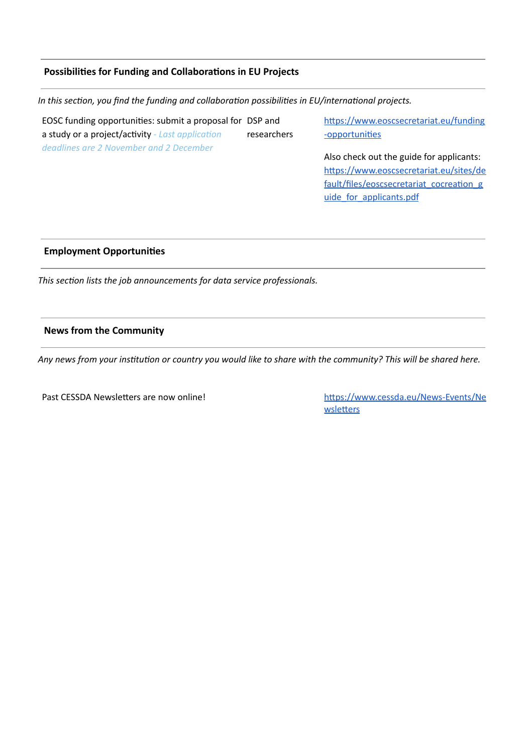## Possibilities for Funding and Collaborations in EU Projects

*In this section, you find the funding and collaboration possibilities in EU/international projects.*

| | | |
|---|---|---|
| EOSC funding opportunities: submit a proposal for a study or a project/activity *- Last application deadlines are 2 November and 2 December* | DSP and researchers | https://www.eoscsecretariat.eu/funding-opportunities<br><br>Also check out the guide for applicants: https://www.eoscsecretariat.eu/sites/default/files/eoscsecretariat_cocreation_guide_for_applicants.pdf |

## Employment Opportunities

*This section lists the job announcements for data service professionals.*

## News from the Community

*Any news from your institution or country you would like to share with the community? This will be shared here.*

| | |
|---|---|
| Past CESSDA Newsletters are now online! | https://www.cessda.eu/News-Events/Newsletters |